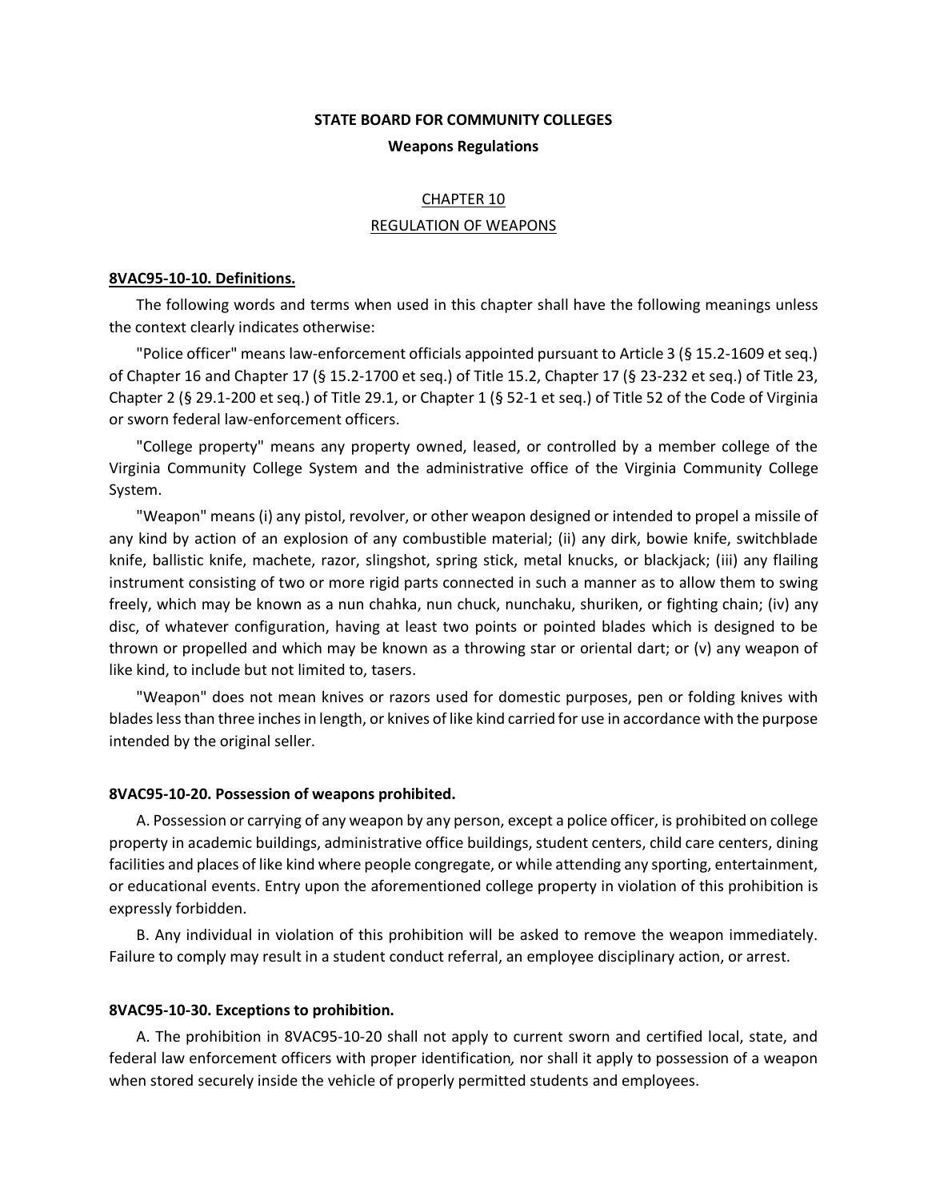**STATE BOARD FOR COMMUNITY COLLEGES**

**Weapons Regulations**

CHAPTER 10

REGULATION OF WEAPONS

**8VAC95-10-10. Definitions.**

The following words and terms when used in this chapter shall have the following meanings unless the context clearly indicates otherwise:

"Police officer" means law-enforcement officials appointed pursuant to Article 3 (§ 15.2-1609 et seq.) of Chapter 16 and Chapter 17 (§ 15.2-1700 et seq.) of Title 15.2, Chapter 17 (§ 23-232 et seq.) of Title 23, Chapter 2 (§ 29.1-200 et seq.) of Title 29.1, or Chapter 1 (§ 52-1 et seq.) of Title 52 of the Code of Virginia or sworn federal law-enforcement officers.

"College property" means any property owned, leased, or controlled by a member college of the Virginia Community College System and the administrative office of the Virginia Community College System.

"Weapon" means (i) any pistol, revolver, or other weapon designed or intended to propel a missile of any kind by action of an explosion of any combustible material; (ii) any dirk, bowie knife, switchblade knife, ballistic knife, machete, razor, slingshot, spring stick, metal knucks, or blackjack; (iii) any flailing instrument consisting of two or more rigid parts connected in such a manner as to allow them to swing freely, which may be known as a nun chahka, nun chuck, nunchaku, shuriken, or fighting chain; (iv) any disc, of whatever configuration, having at least two points or pointed blades which is designed to be thrown or propelled and which may be known as a throwing star or oriental dart; or (v) any weapon of like kind, to include but not limited to, tasers.

"Weapon" does not mean knives or razors used for domestic purposes, pen or folding knives with blades less than three inches in length, or knives of like kind carried for use in accordance with the purpose intended by the original seller.

**8VAC95-10-20. Possession of weapons prohibited.**

A. Possession or carrying of any weapon by any person, except a police officer, is prohibited on college property in academic buildings, administrative office buildings, student centers, child care centers, dining facilities and places of like kind where people congregate, or while attending any sporting, entertainment, or educational events. Entry upon the aforementioned college property in violation of this prohibition is expressly forbidden.

B. Any individual in violation of this prohibition will be asked to remove the weapon immediately. Failure to comply may result in a student conduct referral, an employee disciplinary action, or arrest.

**8VAC95-10-30. Exceptions to prohibition.**

A. The prohibition in 8VAC95-10-20 shall not apply to current sworn and certified local, state, and federal law enforcement officers with proper identification*,* nor shall it apply to possession of a weapon when stored securely inside the vehicle of properly permitted students and employees.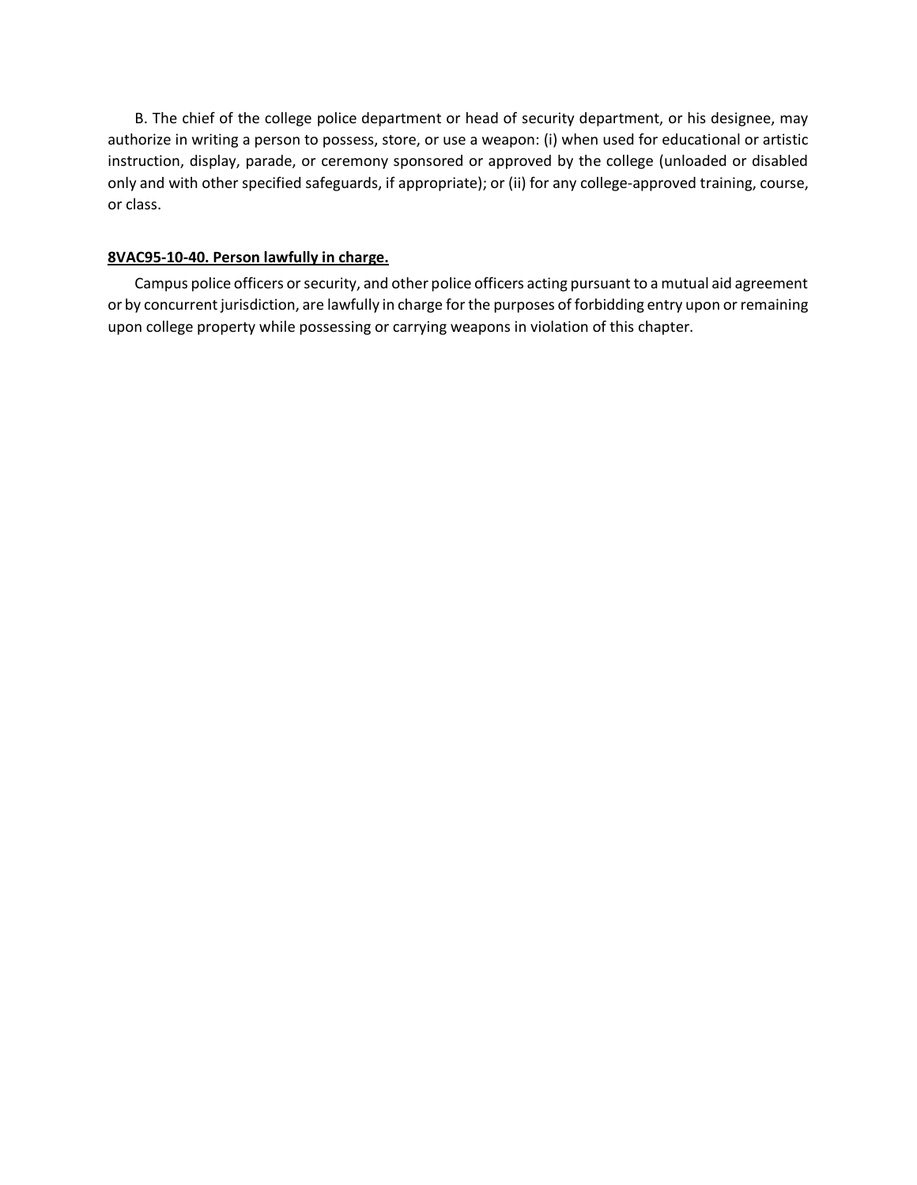B. The chief of the college police department or head of security department, or his designee, may authorize in writing a person to possess, store, or use a weapon: (i) when used for educational or artistic instruction, display, parade, or ceremony sponsored or approved by the college (unloaded or disabled only and with other specified safeguards, if appropriate); or (ii) for any college-approved training, course, or class.

**8VAC95-10-40. Person lawfully in charge.**

Campus police officers or security, and other police officers acting pursuant to a mutual aid agreement or by concurrent jurisdiction, are lawfully in charge for the purposes of forbidding entry upon or remaining upon college property while possessing or carrying weapons in violation of this chapter.